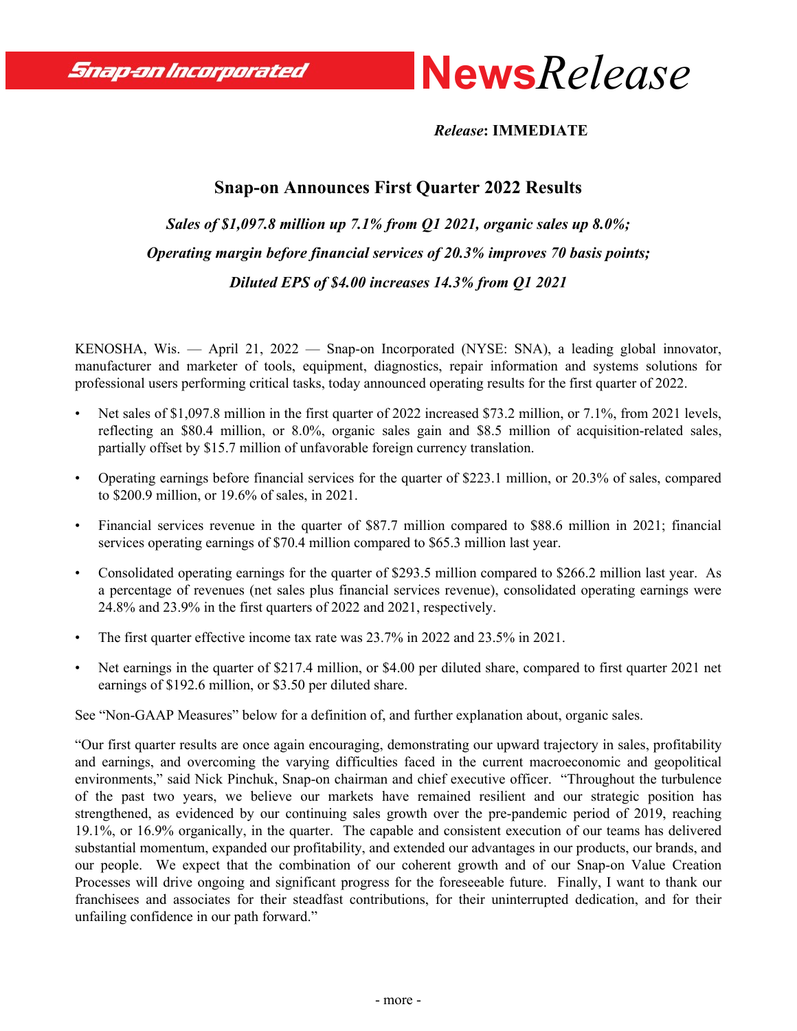**Snap-on Incorporated** **News*Release***

*Release*: **IMMEDIATE**

# Snap-on Announces First Quarter 2022 Results

***Sales of $1,097.8 million up 7.1% from Q1 2021, organic sales up 8.0%;***

***Operating margin before financial services of 20.3% improves 70 basis points;***

***Diluted EPS of $4.00 increases 14.3% from Q1 2021***

KENOSHA, Wis. — April 21, 2022 — Snap-on Incorporated (NYSE: SNA), a leading global innovator, manufacturer and marketer of tools, equipment, diagnostics, repair information and systems solutions for professional users performing critical tasks, today announced operating results for the first quarter of 2022.

- Net sales of $1,097.8 million in the first quarter of 2022 increased $73.2 million, or 7.1%, from 2021 levels, reflecting an $80.4 million, or 8.0%, organic sales gain and $8.5 million of acquisition-related sales, partially offset by $15.7 million of unfavorable foreign currency translation.
- Operating earnings before financial services for the quarter of $223.1 million, or 20.3% of sales, compared to $200.9 million, or 19.6% of sales, in 2021.
- Financial services revenue in the quarter of $87.7 million compared to $88.6 million in 2021; financial services operating earnings of $70.4 million compared to $65.3 million last year.
- Consolidated operating earnings for the quarter of $293.5 million compared to $266.2 million last year. As a percentage of revenues (net sales plus financial services revenue), consolidated operating earnings were 24.8% and 23.9% in the first quarters of 2022 and 2021, respectively.
- The first quarter effective income tax rate was 23.7% in 2022 and 23.5% in 2021.
- Net earnings in the quarter of $217.4 million, or $4.00 per diluted share, compared to first quarter 2021 net earnings of $192.6 million, or $3.50 per diluted share.

See "Non-GAAP Measures" below for a definition of, and further explanation about, organic sales.

"Our first quarter results are once again encouraging, demonstrating our upward trajectory in sales, profitability and earnings, and overcoming the varying difficulties faced in the current macroeconomic and geopolitical environments," said Nick Pinchuk, Snap-on chairman and chief executive officer. "Throughout the turbulence of the past two years, we believe our markets have remained resilient and our strategic position has strengthened, as evidenced by our continuing sales growth over the pre-pandemic period of 2019, reaching 19.1%, or 16.9% organically, in the quarter. The capable and consistent execution of our teams has delivered substantial momentum, expanded our profitability, and extended our advantages in our products, our brands, and our people. We expect that the combination of our coherent growth and of our Snap-on Value Creation Processes will drive ongoing and significant progress for the foreseeable future. Finally, I want to thank our franchisees and associates for their steadfast contributions, for their uninterrupted dedication, and for their unfailing confidence in our path forward."

- more -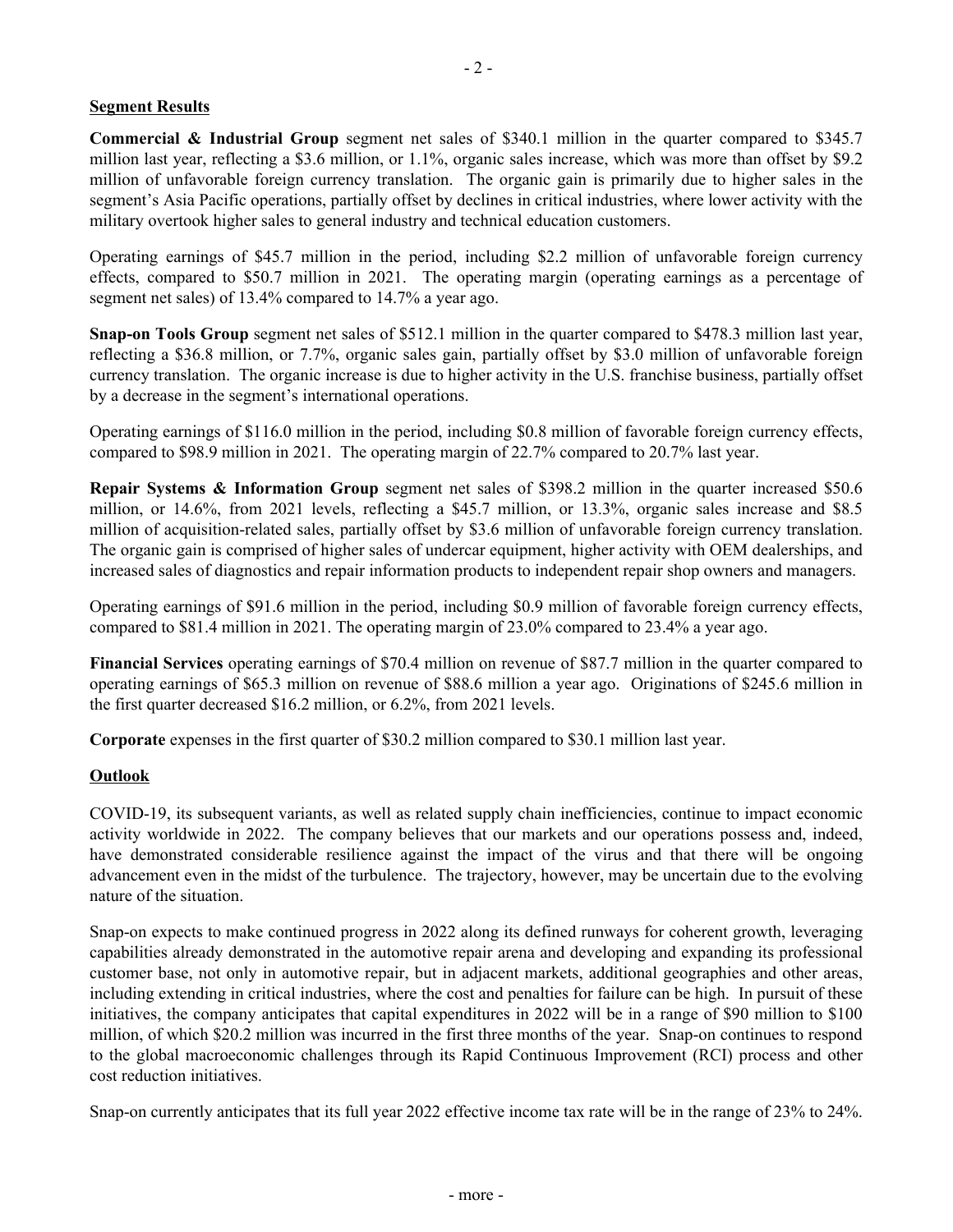**Segment Results**

**Commercial & Industrial Group** segment net sales of $340.1 million in the quarter compared to $345.7 million last year, reflecting a $3.6 million, or 1.1%, organic sales increase, which was more than offset by $9.2 million of unfavorable foreign currency translation. The organic gain is primarily due to higher sales in the segment's Asia Pacific operations, partially offset by declines in critical industries, where lower activity with the military overtook higher sales to general industry and technical education customers.

Operating earnings of $45.7 million in the period, including $2.2 million of unfavorable foreign currency effects, compared to $50.7 million in 2021. The operating margin (operating earnings as a percentage of segment net sales) of 13.4% compared to 14.7% a year ago.

**Snap-on Tools Group** segment net sales of $512.1 million in the quarter compared to $478.3 million last year, reflecting a $36.8 million, or 7.7%, organic sales gain, partially offset by $3.0 million of unfavorable foreign currency translation. The organic increase is due to higher activity in the U.S. franchise business, partially offset by a decrease in the segment's international operations.

Operating earnings of $116.0 million in the period, including $0.8 million of favorable foreign currency effects, compared to $98.9 million in 2021. The operating margin of 22.7% compared to 20.7% last year.

**Repair Systems & Information Group** segment net sales of $398.2 million in the quarter increased $50.6 million, or 14.6%, from 2021 levels, reflecting a $45.7 million, or 13.3%, organic sales increase and $8.5 million of acquisition-related sales, partially offset by $3.6 million of unfavorable foreign currency translation. The organic gain is comprised of higher sales of undercar equipment, higher activity with OEM dealerships, and increased sales of diagnostics and repair information products to independent repair shop owners and managers.

Operating earnings of $91.6 million in the period, including $0.9 million of favorable foreign currency effects, compared to $81.4 million in 2021. The operating margin of 23.0% compared to 23.4% a year ago.

**Financial Services** operating earnings of $70.4 million on revenue of $87.7 million in the quarter compared to operating earnings of $65.3 million on revenue of $88.6 million a year ago. Originations of $245.6 million in the first quarter decreased $16.2 million, or 6.2%, from 2021 levels.

**Corporate** expenses in the first quarter of $30.2 million compared to $30.1 million last year.

**Outlook**

COVID-19, its subsequent variants, as well as related supply chain inefficiencies, continue to impact economic activity worldwide in 2022. The company believes that our markets and our operations possess and, indeed, have demonstrated considerable resilience against the impact of the virus and that there will be ongoing advancement even in the midst of the turbulence. The trajectory, however, may be uncertain due to the evolving nature of the situation.

Snap-on expects to make continued progress in 2022 along its defined runways for coherent growth, leveraging capabilities already demonstrated in the automotive repair arena and developing and expanding its professional customer base, not only in automotive repair, but in adjacent markets, additional geographies and other areas, including extending in critical industries, where the cost and penalties for failure can be high. In pursuit of these initiatives, the company anticipates that capital expenditures in 2022 will be in a range of $90 million to $100 million, of which $20.2 million was incurred in the first three months of the year. Snap-on continues to respond to the global macroeconomic challenges through its Rapid Continuous Improvement (RCI) process and other cost reduction initiatives.

Snap-on currently anticipates that its full year 2022 effective income tax rate will be in the range of 23% to 24%.

- more -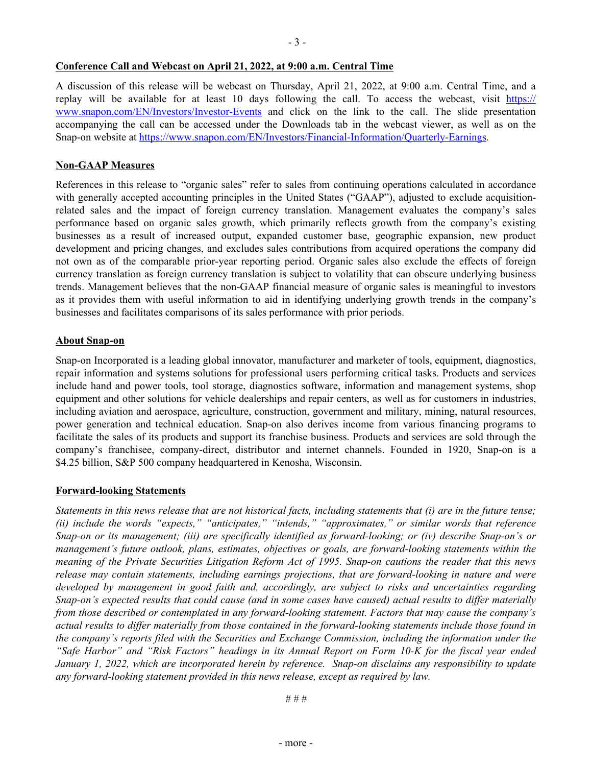## Conference Call and Webcast on April 21, 2022, at 9:00 a.m. Central Time

A discussion of this release will be webcast on Thursday, April 21, 2022, at 9:00 a.m. Central Time, and a replay will be available for at least 10 days following the call. To access the webcast, visit https://www.snapon.com/EN/Investors/Investor-Events and click on the link to the call. The slide presentation accompanying the call can be accessed under the Downloads tab in the webcast viewer, as well as on the Snap-on website at https://www.snapon.com/EN/Investors/Financial-Information/Quarterly-Earnings.

## Non-GAAP Measures

References in this release to "organic sales" refer to sales from continuing operations calculated in accordance with generally accepted accounting principles in the United States ("GAAP"), adjusted to exclude acquisition-related sales and the impact of foreign currency translation. Management evaluates the company's sales performance based on organic sales growth, which primarily reflects growth from the company's existing businesses as a result of increased output, expanded customer base, geographic expansion, new product development and pricing changes, and excludes sales contributions from acquired operations the company did not own as of the comparable prior-year reporting period. Organic sales also exclude the effects of foreign currency translation as foreign currency translation is subject to volatility that can obscure underlying business trends. Management believes that the non-GAAP financial measure of organic sales is meaningful to investors as it provides them with useful information to aid in identifying underlying growth trends in the company's businesses and facilitates comparisons of its sales performance with prior periods.

## About Snap-on

Snap-on Incorporated is a leading global innovator, manufacturer and marketer of tools, equipment, diagnostics, repair information and systems solutions for professional users performing critical tasks. Products and services include hand and power tools, tool storage, diagnostics software, information and management systems, shop equipment and other solutions for vehicle dealerships and repair centers, as well as for customers in industries, including aviation and aerospace, agriculture, construction, government and military, mining, natural resources, power generation and technical education. Snap-on also derives income from various financing programs to facilitate the sales of its products and support its franchise business. Products and services are sold through the company's franchisee, company-direct, distributor and internet channels. Founded in 1920, Snap-on is a $4.25 billion, S&P 500 company headquartered in Kenosha, Wisconsin.

## Forward-looking Statements

*Statements in this news release that are not historical facts, including statements that (i) are in the future tense; (ii) include the words "expects," "anticipates," "intends," "approximates," or similar words that reference Snap-on or its management; (iii) are specifically identified as forward-looking; or (iv) describe Snap-on's or management's future outlook, plans, estimates, objectives or goals, are forward-looking statements within the meaning of the Private Securities Litigation Reform Act of 1995. Snap-on cautions the reader that this news release may contain statements, including earnings projections, that are forward-looking in nature and were developed by management in good faith and, accordingly, are subject to risks and uncertainties regarding Snap-on's expected results that could cause (and in some cases have caused) actual results to differ materially from those described or contemplated in any forward-looking statement. Factors that may cause the company's actual results to differ materially from those contained in the forward-looking statements include those found in the company's reports filed with the Securities and Exchange Commission, including the information under the "Safe Harbor" and "Risk Factors" headings in its Annual Report on Form 10-K for the fiscal year ended January 1, 2022, which are incorporated herein by reference. Snap-on disclaims any responsibility to update any forward-looking statement provided in this news release, except as required by law.*

# # #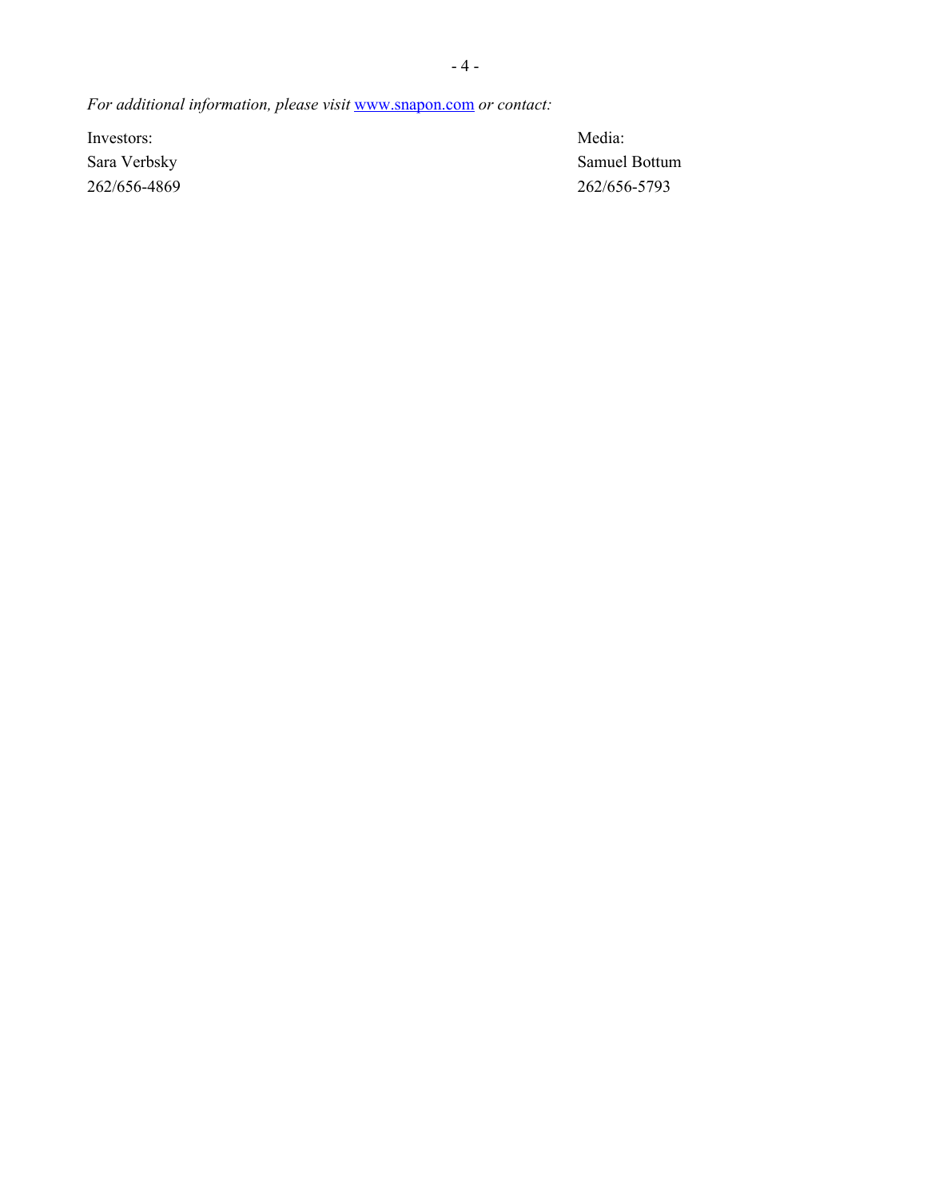*For additional information, please visit [www.snapon.com](http://www.snapon.com) or contact:*

| Investors: | Media: |
| --- | --- |
| Sara Verbsky | Samuel Bottum |
| 262/656-4869 | 262/656-5793 |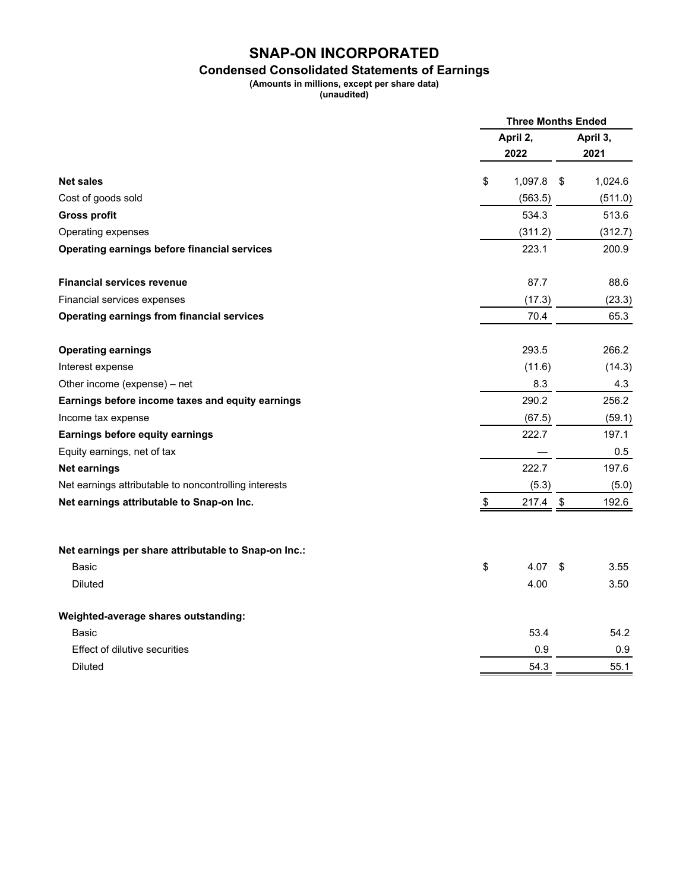# SNAP-ON INCORPORATED

## Condensed Consolidated Statements of Earnings

**(Amounts in millions, except per share data)**
**(unaudited)**

| | Three Months Ended | |
|---|---|---|
| | April 2, 2022 | April 3, 2021 |
| **Net sales** | $ 1,097.8 | $ 1,024.6 |
| Cost of goods sold | (563.5) | (511.0) |
| **Gross profit** | 534.3 | 513.6 |
| Operating expenses | (311.2) | (312.7) |
| **Operating earnings before financial services** | 223.1 | 200.9 |
| | | |
| **Financial services revenue** | 87.7 | 88.6 |
| Financial services expenses | (17.3) | (23.3) |
| **Operating earnings from financial services** | 70.4 | 65.3 |
| | | |
| **Operating earnings** | 293.5 | 266.2 |
| Interest expense | (11.6) | (14.3) |
| Other income (expense) – net | 8.3 | 4.3 |
| **Earnings before income taxes and equity earnings** | 290.2 | 256.2 |
| Income tax expense | (67.5) | (59.1) |
| **Earnings before equity earnings** | 222.7 | 197.1 |
| Equity earnings, net of tax | — | 0.5 |
| **Net earnings** | 222.7 | 197.6 |
| Net earnings attributable to noncontrolling interests | (5.3) | (5.0) |
| **Net earnings attributable to Snap-on Inc.** | $ 217.4 | $ 192.6 |
| | | |
| **Net earnings per share attributable to Snap-on Inc.:** | | |
| Basic | $ 4.07 | $ 3.55 |
| Diluted | 4.00 | 3.50 |
| | | |
| **Weighted-average shares outstanding:** | | |
| Basic | 53.4 | 54.2 |
| Effect of dilutive securities | 0.9 | 0.9 |
| Diluted | 54.3 | 55.1 |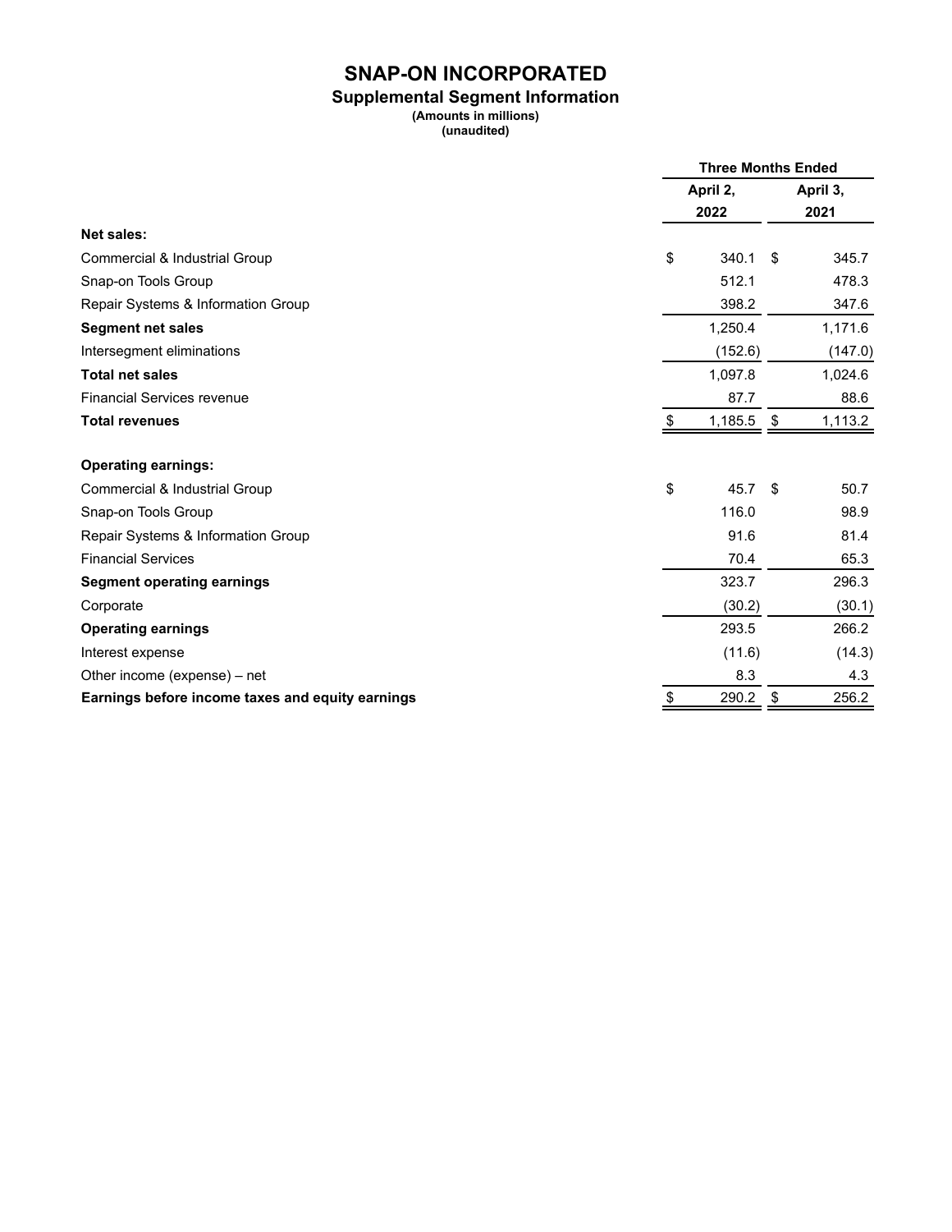# SNAP-ON INCORPORATED

## Supplemental Segment Information

**(Amounts in millions)**
**(unaudited)**

| | Three Months Ended | |
|---|---|---|
| | April 2, 2022 | April 3, 2021 |
| **Net sales:** | | |
| Commercial & Industrial Group | $ 340.1 | $ 345.7 |
| Snap-on Tools Group | 512.1 | 478.3 |
| Repair Systems & Information Group | 398.2 | 347.6 |
| **Segment net sales** | 1,250.4 | 1,171.6 |
| Intersegment eliminations | (152.6) | (147.0) |
| **Total net sales** | 1,097.8 | 1,024.6 |
| Financial Services revenue | 87.7 | 88.6 |
| **Total revenues** | $ 1,185.5 | $ 1,113.2 |
| | | |
| **Operating earnings:** | | |
| Commercial & Industrial Group | $ 45.7 | $ 50.7 |
| Snap-on Tools Group | 116.0 | 98.9 |
| Repair Systems & Information Group | 91.6 | 81.4 |
| Financial Services | 70.4 | 65.3 |
| **Segment operating earnings** | 323.7 | 296.3 |
| Corporate | (30.2) | (30.1) |
| **Operating earnings** | 293.5 | 266.2 |
| Interest expense | (11.6) | (14.3) |
| Other income (expense) – net | 8.3 | 4.3 |
| **Earnings before income taxes and equity earnings** | $ 290.2 | $ 256.2 |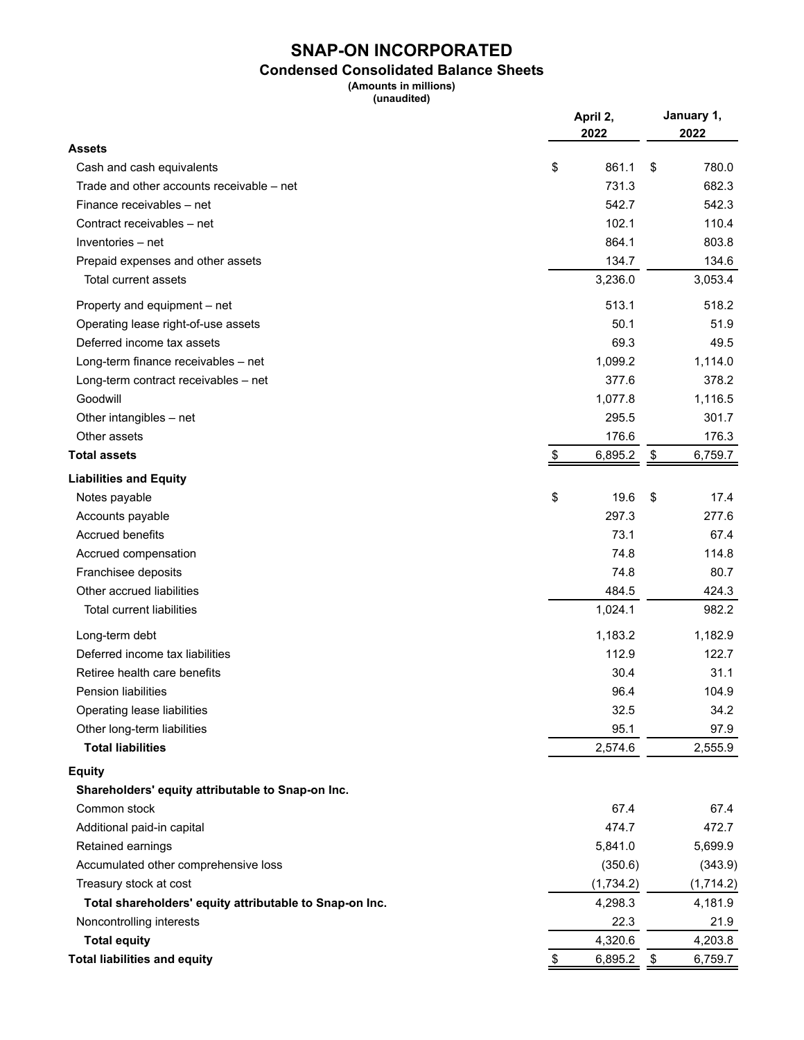# SNAP-ON INCORPORATED

## Condensed Consolidated Balance Sheets

**(Amounts in millions)**
**(unaudited)**

| | April 2, 2022 | January 1, 2022 |
|---|---|---|
| **Assets** | | |
| Cash and cash equivalents | $ 861.1 | $ 780.0 |
| Trade and other accounts receivable – net | 731.3 | 682.3 |
| Finance receivables – net | 542.7 | 542.3 |
| Contract receivables – net | 102.1 | 110.4 |
| Inventories – net | 864.1 | 803.8 |
| Prepaid expenses and other assets | 134.7 | 134.6 |
| Total current assets | 3,236.0 | 3,053.4 |
| Property and equipment – net | 513.1 | 518.2 |
| Operating lease right-of-use assets | 50.1 | 51.9 |
| Deferred income tax assets | 69.3 | 49.5 |
| Long-term finance receivables – net | 1,099.2 | 1,114.0 |
| Long-term contract receivables – net | 377.6 | 378.2 |
| Goodwill | 1,077.8 | 1,116.5 |
| Other intangibles – net | 295.5 | 301.7 |
| Other assets | 176.6 | 176.3 |
| **Total assets** | $ 6,895.2 | $ 6,759.7 |
| **Liabilities and Equity** | | |
| Notes payable | $ 19.6 | $ 17.4 |
| Accounts payable | 297.3 | 277.6 |
| Accrued benefits | 73.1 | 67.4 |
| Accrued compensation | 74.8 | 114.8 |
| Franchisee deposits | 74.8 | 80.7 |
| Other accrued liabilities | 484.5 | 424.3 |
| Total current liabilities | 1,024.1 | 982.2 |
| Long-term debt | 1,183.2 | 1,182.9 |
| Deferred income tax liabilities | 112.9 | 122.7 |
| Retiree health care benefits | 30.4 | 31.1 |
| Pension liabilities | 96.4 | 104.9 |
| Operating lease liabilities | 32.5 | 34.2 |
| Other long-term liabilities | 95.1 | 97.9 |
| **Total liabilities** | 2,574.6 | 2,555.9 |
| **Equity** | | |
| **Shareholders' equity attributable to Snap-on Inc.** | | |
| Common stock | 67.4 | 67.4 |
| Additional paid-in capital | 474.7 | 472.7 |
| Retained earnings | 5,841.0 | 5,699.9 |
| Accumulated other comprehensive loss | (350.6) | (343.9) |
| Treasury stock at cost | (1,734.2) | (1,714.2) |
| **Total shareholders' equity attributable to Snap-on Inc.** | 4,298.3 | 4,181.9 |
| Noncontrolling interests | 22.3 | 21.9 |
| **Total equity** | 4,320.6 | 4,203.8 |
| **Total liabilities and equity** | $ 6,895.2 | $ 6,759.7 |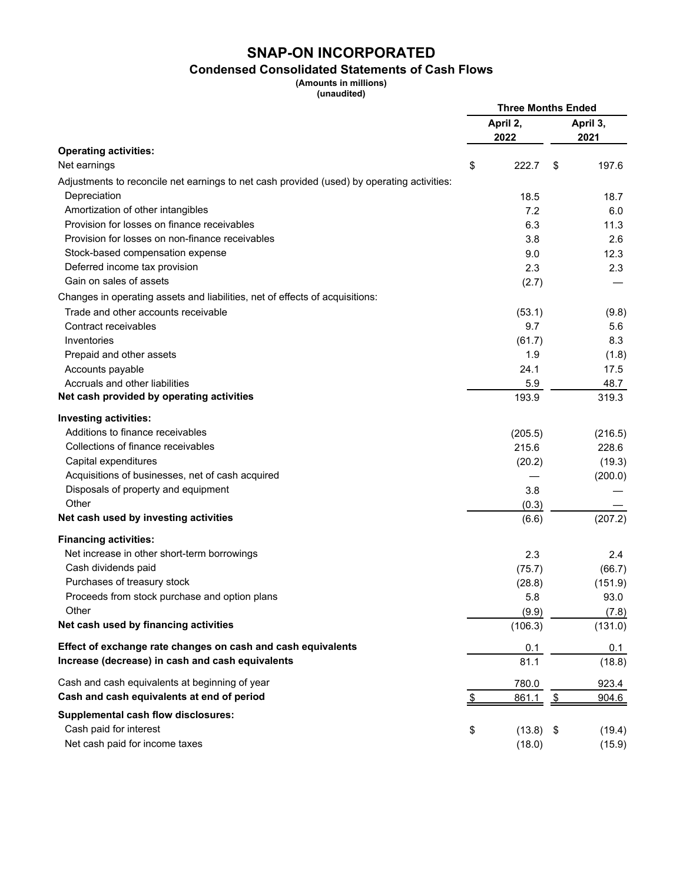# SNAP-ON INCORPORATED

## Condensed Consolidated Statements of Cash Flows

**(Amounts in millions)**
**(unaudited)**

| | Three Months Ended | |
|---|---|---|
| | April 2, 2022 | April 3, 2021 |
| **Operating activities:** | | |
| Net earnings | $ 222.7 | $ 197.6 |
| Adjustments to reconcile net earnings to net cash provided (used) by operating activities: | | |
| Depreciation | 18.5 | 18.7 |
| Amortization of other intangibles | 7.2 | 6.0 |
| Provision for losses on finance receivables | 6.3 | 11.3 |
| Provision for losses on non-finance receivables | 3.8 | 2.6 |
| Stock-based compensation expense | 9.0 | 12.3 |
| Deferred income tax provision | 2.3 | 2.3 |
| Gain on sales of assets | (2.7) | — |
| Changes in operating assets and liabilities, net of effects of acquisitions: | | |
| Trade and other accounts receivable | (53.1) | (9.8) |
| Contract receivables | 9.7 | 5.6 |
| Inventories | (61.7) | 8.3 |
| Prepaid and other assets | 1.9 | (1.8) |
| Accounts payable | 24.1 | 17.5 |
| Accruals and other liabilities | 5.9 | 48.7 |
| **Net cash provided by operating activities** | 193.9 | 319.3 |
| **Investing activities:** | | |
| Additions to finance receivables | (205.5) | (216.5) |
| Collections of finance receivables | 215.6 | 228.6 |
| Capital expenditures | (20.2) | (19.3) |
| Acquisitions of businesses, net of cash acquired | — | (200.0) |
| Disposals of property and equipment | 3.8 | — |
| Other | (0.3) | — |
| **Net cash used by investing activities** | (6.6) | (207.2) |
| **Financing activities:** | | |
| Net increase in other short-term borrowings | 2.3 | 2.4 |
| Cash dividends paid | (75.7) | (66.7) |
| Purchases of treasury stock | (28.8) | (151.9) |
| Proceeds from stock purchase and option plans | 5.8 | 93.0 |
| Other | (9.9) | (7.8) |
| **Net cash used by financing activities** | (106.3) | (131.0) |
| **Effect of exchange rate changes on cash and cash equivalents** | 0.1 | 0.1 |
| **Increase (decrease) in cash and cash equivalents** | 81.1 | (18.8) |
| Cash and cash equivalents at beginning of year | 780.0 | 923.4 |
| **Cash and cash equivalents at end of period** | $ 861.1 | $ 904.6 |
| **Supplemental cash flow disclosures:** | | |
| Cash paid for interest | $ (13.8) | $ (19.4) |
| Net cash paid for income taxes | (18.0) | (15.9) |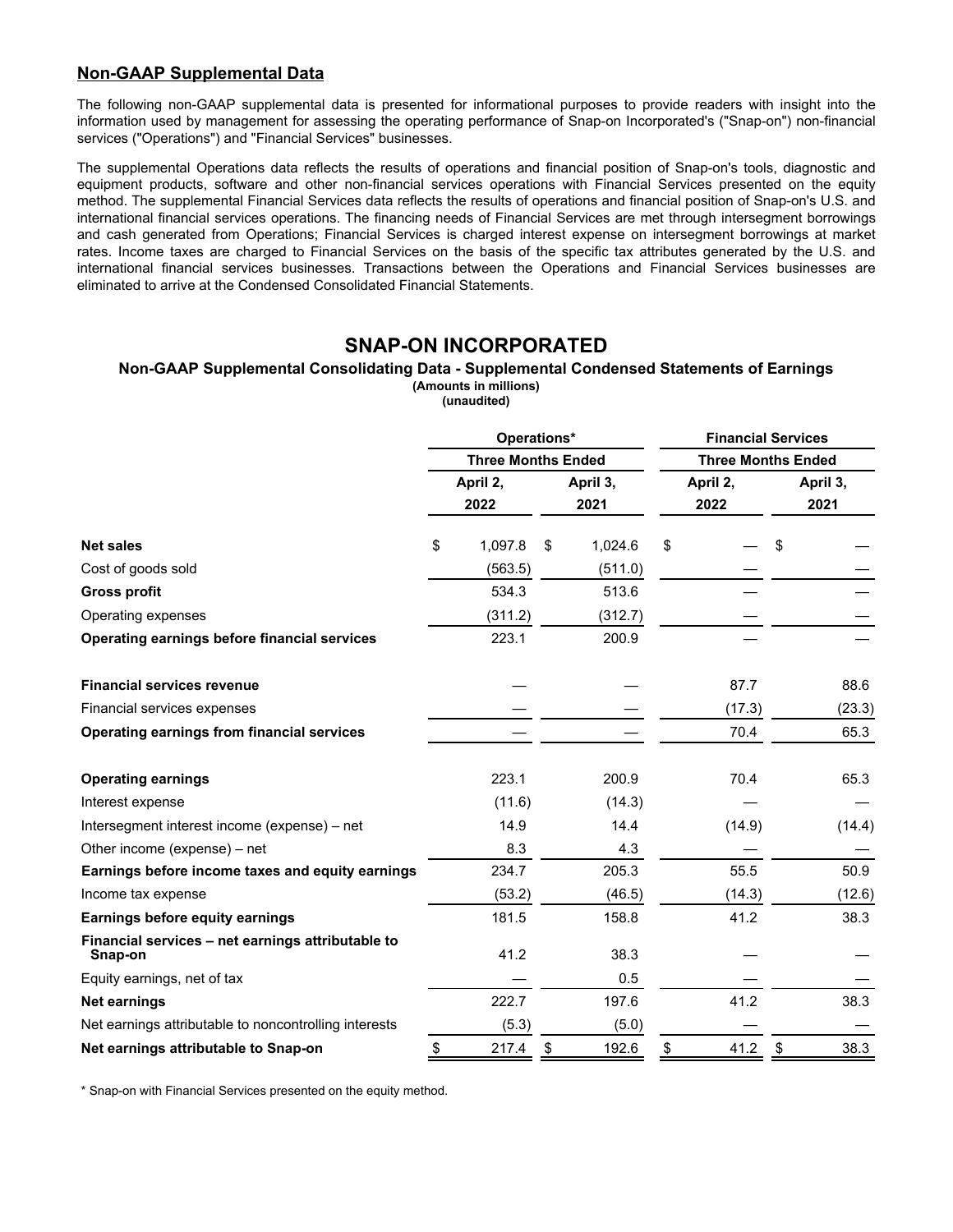## Non-GAAP Supplemental Data

The following non-GAAP supplemental data is presented for informational purposes to provide readers with insight into the information used by management for assessing the operating performance of Snap-on Incorporated's ("Snap-on") non-financial services ("Operations") and "Financial Services" businesses.

The supplemental Operations data reflects the results of operations and financial position of Snap-on's tools, diagnostic and equipment products, software and other non-financial services operations with Financial Services presented on the equity method. The supplemental Financial Services data reflects the results of operations and financial position of Snap-on's U.S. and international financial services operations. The financing needs of Financial Services are met through intersegment borrowings and cash generated from Operations; Financial Services is charged interest expense on intersegment borrowings at market rates. Income taxes are charged to Financial Services on the basis of the specific tax attributes generated by the U.S. and international financial services businesses. Transactions between the Operations and Financial Services businesses are eliminated to arrive at the Condensed Consolidated Financial Statements.

# SNAP-ON INCORPORATED

### Non-GAAP Supplemental Consolidating Data - Supplemental Condensed Statements of Earnings

**(Amounts in millions)**
**(unaudited)**

| | Operations* | | Financial Services | |
|---|---|---|---|---|
| | Three Months Ended | | Three Months Ended | |
| | April 2, 2022 | April 3, 2021 | April 2, 2022 | April 3, 2021 |
| **Net sales** | $ 1,097.8 | $ 1,024.6 | $ — | $ — |
| Cost of goods sold | (563.5) | (511.0) | — | — |
| **Gross profit** | 534.3 | 513.6 | — | — |
| Operating expenses | (311.2) | (312.7) | — | — |
| **Operating earnings before financial services** | 223.1 | 200.9 | — | — |
| **Financial services revenue** | — | — | 87.7 | 88.6 |
| Financial services expenses | — | — | (17.3) | (23.3) |
| **Operating earnings from financial services** | — | — | 70.4 | 65.3 |
| **Operating earnings** | 223.1 | 200.9 | 70.4 | 65.3 |
| Interest expense | (11.6) | (14.3) | — | — |
| Intersegment interest income (expense) – net | 14.9 | 14.4 | (14.9) | (14.4) |
| Other income (expense) – net | 8.3 | 4.3 | — | — |
| **Earnings before income taxes and equity earnings** | 234.7 | 205.3 | 55.5 | 50.9 |
| Income tax expense | (53.2) | (46.5) | (14.3) | (12.6) |
| **Earnings before equity earnings** | 181.5 | 158.8 | 41.2 | 38.3 |
| **Financial services – net earnings attributable to Snap-on** | 41.2 | 38.3 | — | — |
| Equity earnings, net of tax | — | 0.5 | — | — |
| **Net earnings** | 222.7 | 197.6 | 41.2 | 38.3 |
| Net earnings attributable to noncontrolling interests | (5.3) | (5.0) | — | — |
| **Net earnings attributable to Snap-on** | $ 217.4 | $ 192.6 | $ 41.2 | $ 38.3 |

* Snap-on with Financial Services presented on the equity method.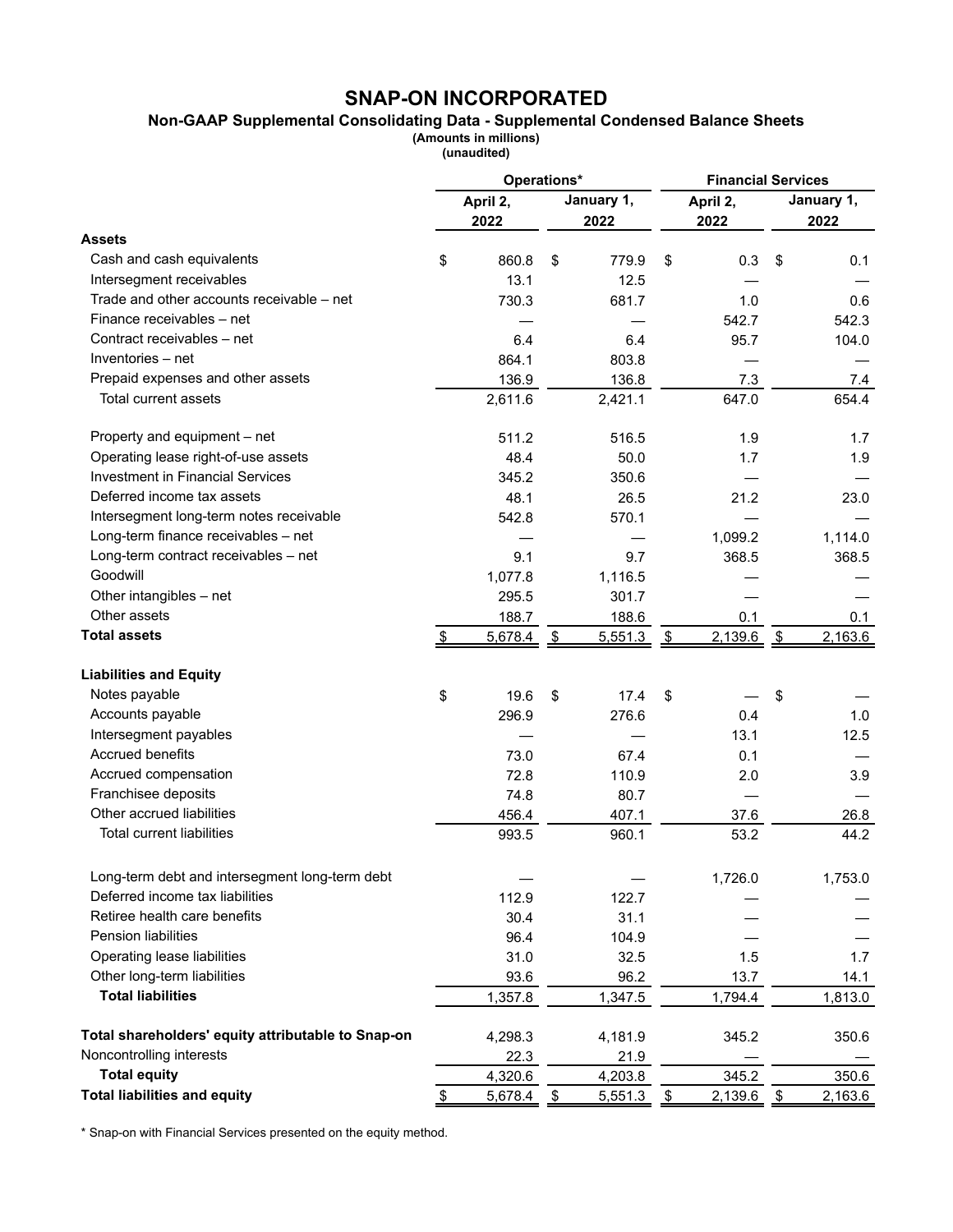# SNAP-ON INCORPORATED

## Non-GAAP Supplemental Consolidating Data - Supplemental Condensed Balance Sheets

(Amounts in millions)
(unaudited)

| | Operations* | | Financial Services | |
|---|---|---|---|---|
| | April 2, 2022 | January 1, 2022 | April 2, 2022 | January 1, 2022 |
| **Assets** | | | | |
| Cash and cash equivalents | $ 860.8 | $ 779.9 | $ 0.3 | $ 0.1 |
| Intersegment receivables | 13.1 | 12.5 | — | — |
| Trade and other accounts receivable – net | 730.3 | 681.7 | 1.0 | 0.6 |
| Finance receivables – net | — | — | 542.7 | 542.3 |
| Contract receivables – net | 6.4 | 6.4 | 95.7 | 104.0 |
| Inventories – net | 864.1 | 803.8 | — | — |
| Prepaid expenses and other assets | 136.9 | 136.8 | 7.3 | 7.4 |
| Total current assets | 2,611.6 | 2,421.1 | 647.0 | 654.4 |
| Property and equipment – net | 511.2 | 516.5 | 1.9 | 1.7 |
| Operating lease right-of-use assets | 48.4 | 50.0 | 1.7 | 1.9 |
| Investment in Financial Services | 345.2 | 350.6 | — | — |
| Deferred income tax assets | 48.1 | 26.5 | 21.2 | 23.0 |
| Intersegment long-term notes receivable | 542.8 | 570.1 | — | — |
| Long-term finance receivables – net | — | — | 1,099.2 | 1,114.0 |
| Long-term contract receivables – net | 9.1 | 9.7 | 368.5 | 368.5 |
| Goodwill | 1,077.8 | 1,116.5 | — | — |
| Other intangibles – net | 295.5 | 301.7 | — | — |
| Other assets | 188.7 | 188.6 | 0.1 | 0.1 |
| **Total assets** | $ 5,678.4 | $ 5,551.3 | $ 2,139.6 | $ 2,163.6 |
| **Liabilities and Equity** | | | | |
| Notes payable | $ 19.6 | $ 17.4 | $ — | $ — |
| Accounts payable | 296.9 | 276.6 | 0.4 | 1.0 |
| Intersegment payables | — | — | 13.1 | 12.5 |
| Accrued benefits | 73.0 | 67.4 | 0.1 | — |
| Accrued compensation | 72.8 | 110.9 | 2.0 | 3.9 |
| Franchisee deposits | 74.8 | 80.7 | — | — |
| Other accrued liabilities | 456.4 | 407.1 | 37.6 | 26.8 |
| Total current liabilities | 993.5 | 960.1 | 53.2 | 44.2 |
| Long-term debt and intersegment long-term debt | — | — | 1,726.0 | 1,753.0 |
| Deferred income tax liabilities | 112.9 | 122.7 | — | — |
| Retiree health care benefits | 30.4 | 31.1 | — | — |
| Pension liabilities | 96.4 | 104.9 | — | — |
| Operating lease liabilities | 31.0 | 32.5 | 1.5 | 1.7 |
| Other long-term liabilities | 93.6 | 96.2 | 13.7 | 14.1 |
| **Total liabilities** | 1,357.8 | 1,347.5 | 1,794.4 | 1,813.0 |
| **Total shareholders' equity attributable to Snap-on** | 4,298.3 | 4,181.9 | 345.2 | 350.6 |
| Noncontrolling interests | 22.3 | 21.9 | — | — |
| **Total equity** | 4,320.6 | 4,203.8 | 345.2 | 350.6 |
| **Total liabilities and equity** | $ 5,678.4 | $ 5,551.3 | $ 2,139.6 | $ 2,163.6 |

* Snap-on with Financial Services presented on the equity method.